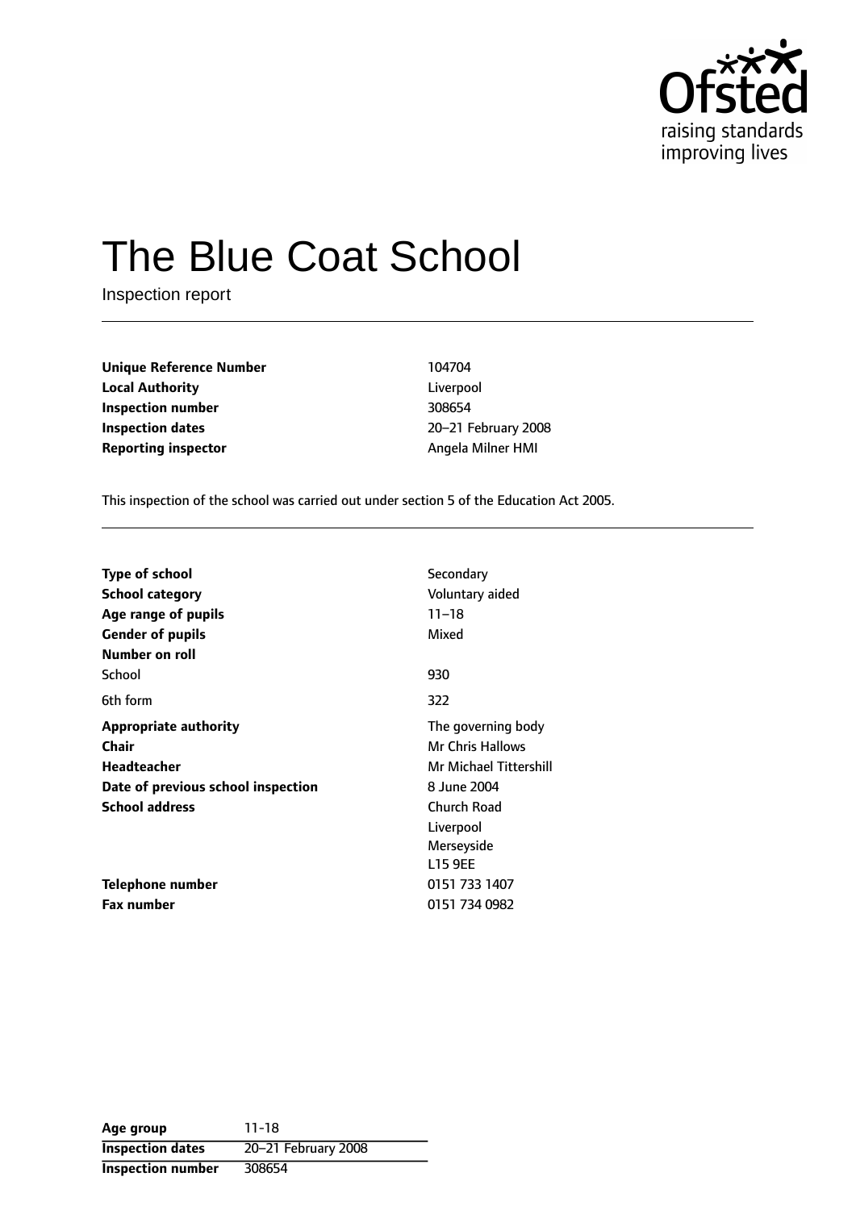Ofsted
raising standards
improving lives

# The Blue Coat School

Inspection report

| | |
|---|---|
| **Unique Reference Number** | 104704 |
| **Local Authority** | Liverpool |
| **Inspection number** | 308654 |
| **Inspection dates** | 20–21 February 2008 |
| **Reporting inspector** | Angela Milner HMI |

This inspection of the school was carried out under section 5 of the Education Act 2005.

| | |
|---|---|
| **Type of school** | Secondary |
| **School category** | Voluntary aided |
| **Age range of pupils** | 11–18 |
| **Gender of pupils** | Mixed |
| **Number on roll** | |
| School | 930 |
| 6th form | 322 |
| **Appropriate authority** | The governing body |
| **Chair** | Mr Chris Hallows |
| **Headteacher** | Mr Michael Tittershill |
| **Date of previous school inspection** | 8 June 2004 |
| **School address** | Church Road<br>Liverpool<br>Merseyside<br>L15 9EE |
| **Telephone number** | 0151 733 1407 |
| **Fax number** | 0151 734 0982 |

| | |
|---|---|
| **Age group** | 11-18 |
| **Inspection dates** | 20–21 February 2008 |
| **Inspection number** | 308654 |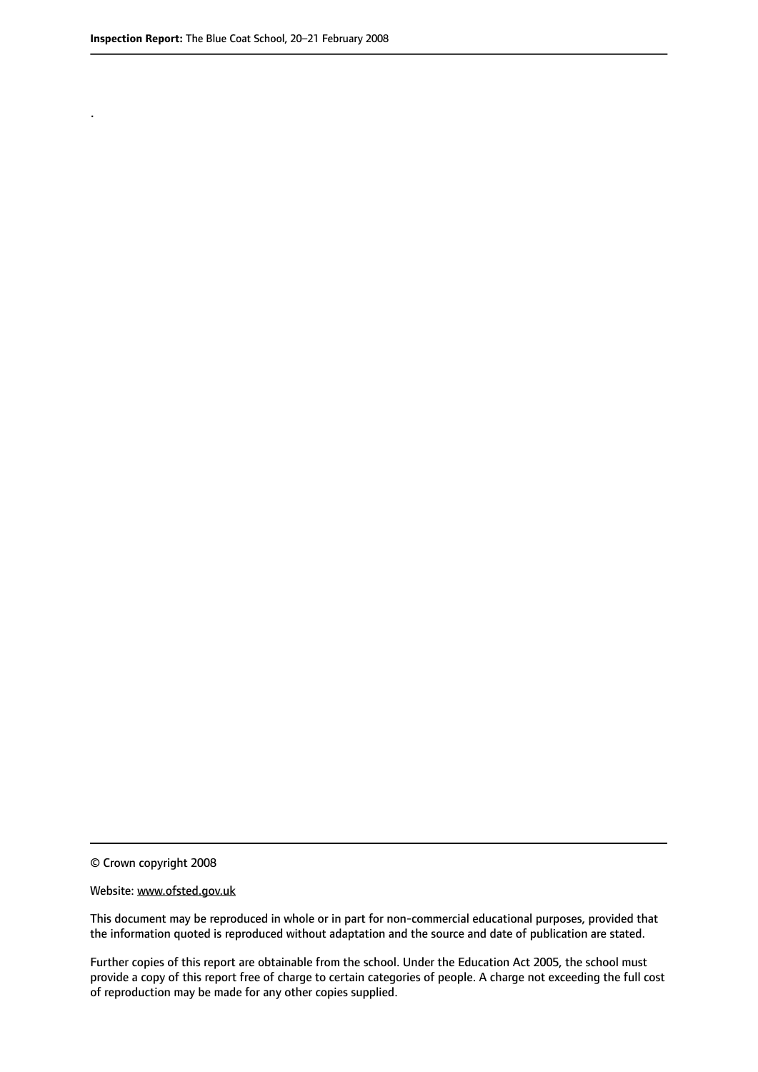.

© Crown copyright 2008

Website: www.ofsted.gov.uk

This document may be reproduced in whole or in part for non-commercial educational purposes, provided that the information quoted is reproduced without adaptation and the source and date of publication are stated.

Further copies of this report are obtainable from the school. Under the Education Act 2005, the school must provide a copy of this report free of charge to certain categories of people. A charge not exceeding the full cost of reproduction may be made for any other copies supplied.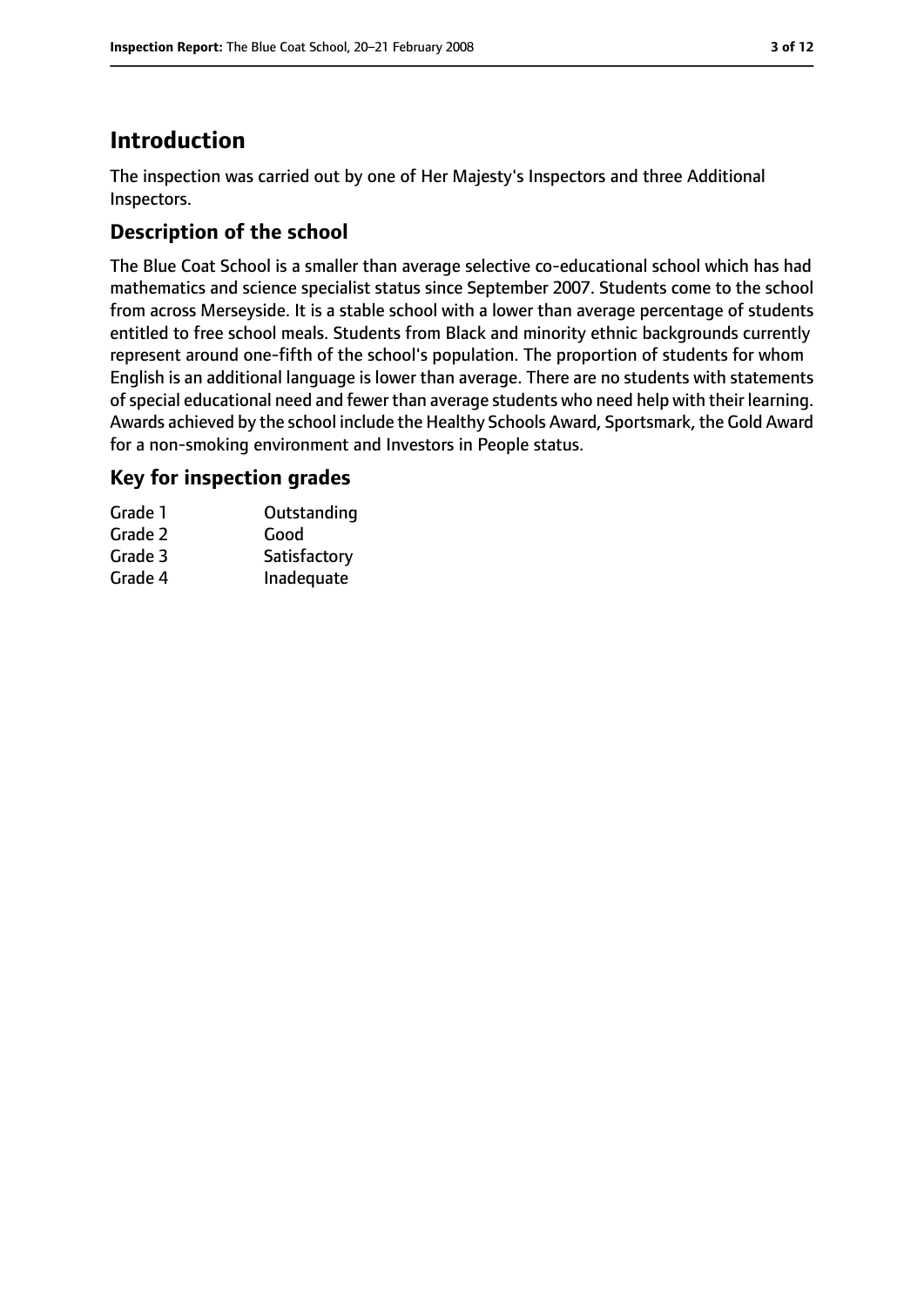# Introduction

The inspection was carried out by one of Her Majesty's Inspectors and three Additional Inspectors.

## Description of the school

The Blue Coat School is a smaller than average selective co-educational school which has had mathematics and science specialist status since September 2007. Students come to the school from across Merseyside. It is a stable school with a lower than average percentage of students entitled to free school meals. Students from Black and minority ethnic backgrounds currently represent around one-fifth of the school's population. The proportion of students for whom English is an additional language is lower than average. There are no students with statements of special educational need and fewer than average students who need help with their learning. Awards achieved by the school include the Healthy Schools Award, Sportsmark, the Gold Award for a non-smoking environment and Investors in People status.

## Key for inspection grades

| | |
|---|---|
| Grade 1 | Outstanding |
| Grade 2 | Good |
| Grade 3 | Satisfactory |
| Grade 4 | Inadequate |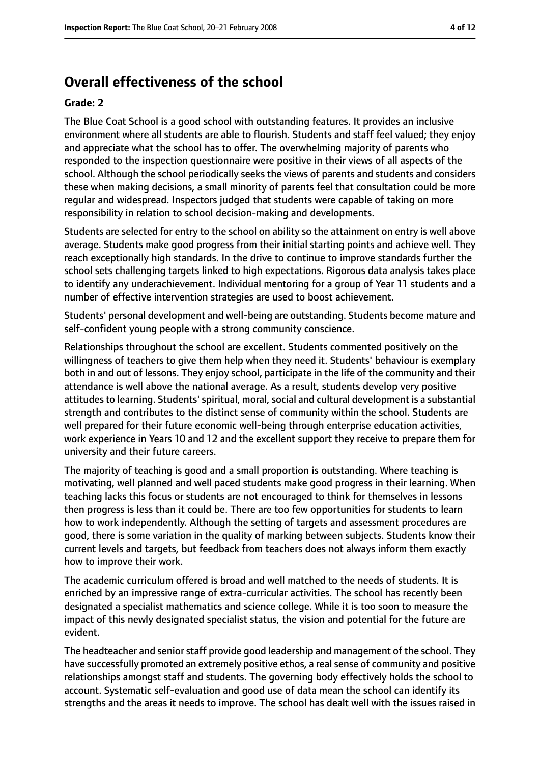## Overall effectiveness of the school

**Grade: 2**

The Blue Coat School is a good school with outstanding features. It provides an inclusive environment where all students are able to flourish. Students and staff feel valued; they enjoy and appreciate what the school has to offer. The overwhelming majority of parents who responded to the inspection questionnaire were positive in their views of all aspects of the school. Although the school periodically seeks the views of parents and students and considers these when making decisions, a small minority of parents feel that consultation could be more regular and widespread. Inspectors judged that students were capable of taking on more responsibility in relation to school decision-making and developments.

Students are selected for entry to the school on ability so the attainment on entry is well above average. Students make good progress from their initial starting points and achieve well. They reach exceptionally high standards. In the drive to continue to improve standards further the school sets challenging targets linked to high expectations. Rigorous data analysis takes place to identify any underachievement. Individual mentoring for a group of Year 11 students and a number of effective intervention strategies are used to boost achievement.

Students' personal development and well-being are outstanding. Students become mature and self-confident young people with a strong community conscience.

Relationships throughout the school are excellent. Students commented positively on the willingness of teachers to give them help when they need it. Students' behaviour is exemplary both in and out of lessons. They enjoy school, participate in the life of the community and their attendance is well above the national average. As a result, students develop very positive attitudes to learning. Students' spiritual, moral, social and cultural development is a substantial strength and contributes to the distinct sense of community within the school. Students are well prepared for their future economic well-being through enterprise education activities, work experience in Years 10 and 12 and the excellent support they receive to prepare them for university and their future careers.

The majority of teaching is good and a small proportion is outstanding. Where teaching is motivating, well planned and well paced students make good progress in their learning. When teaching lacks this focus or students are not encouraged to think for themselves in lessons then progress is less than it could be. There are too few opportunities for students to learn how to work independently. Although the setting of targets and assessment procedures are good, there is some variation in the quality of marking between subjects. Students know their current levels and targets, but feedback from teachers does not always inform them exactly how to improve their work.

The academic curriculum offered is broad and well matched to the needs of students. It is enriched by an impressive range of extra-curricular activities. The school has recently been designated a specialist mathematics and science college. While it is too soon to measure the impact of this newly designated specialist status, the vision and potential for the future are evident.

The headteacher and senior staff provide good leadership and management of the school. They have successfully promoted an extremely positive ethos, a real sense of community and positive relationships amongst staff and students. The governing body effectively holds the school to account. Systematic self-evaluation and good use of data mean the school can identify its strengths and the areas it needs to improve. The school has dealt well with the issues raised in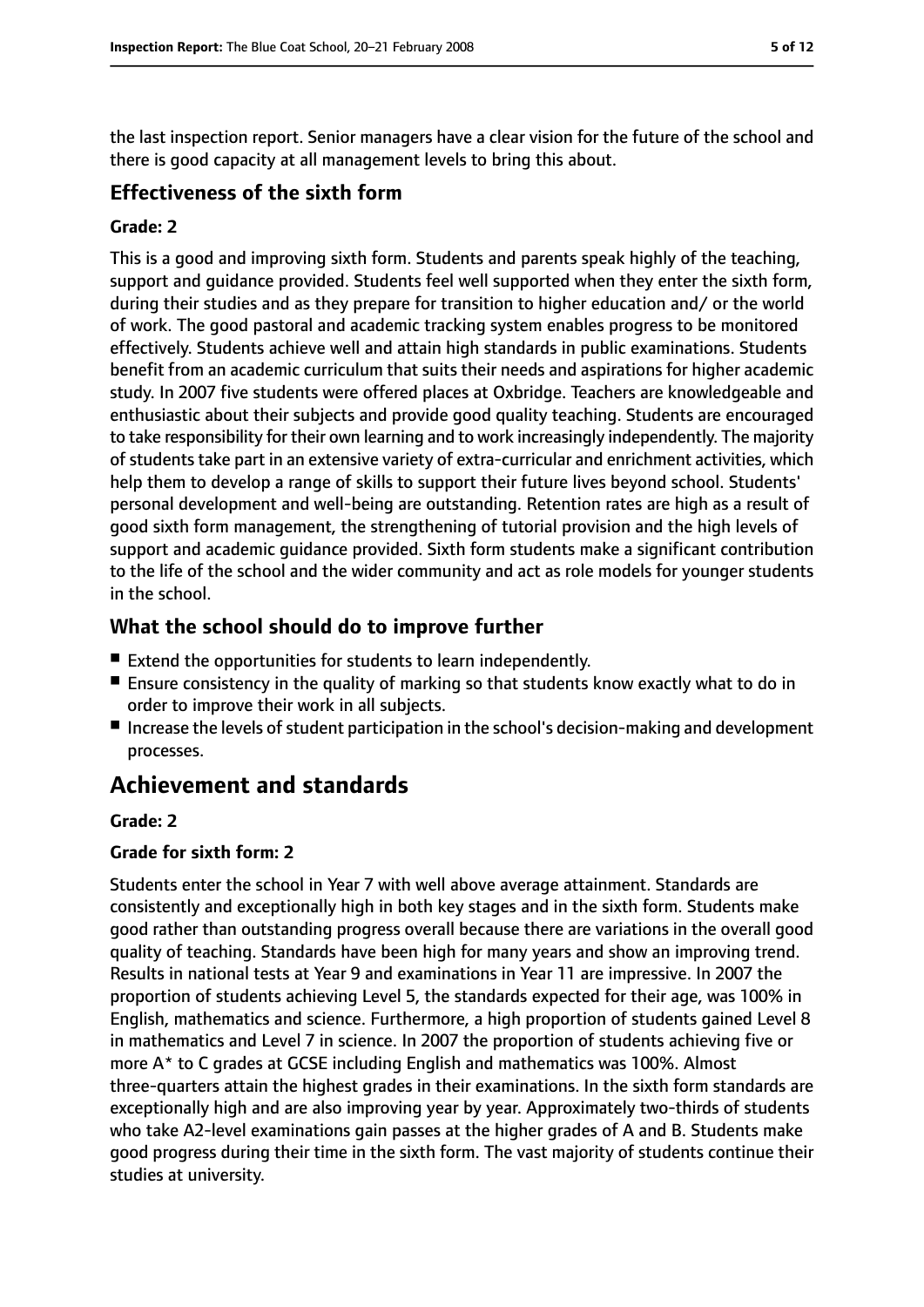the last inspection report. Senior managers have a clear vision for the future of the school and there is good capacity at all management levels to bring this about.

### Effectiveness of the sixth form

#### Grade: 2

This is a good and improving sixth form. Students and parents speak highly of the teaching, support and guidance provided. Students feel well supported when they enter the sixth form, during their studies and as they prepare for transition to higher education and/ or the world of work. The good pastoral and academic tracking system enables progress to be monitored effectively. Students achieve well and attain high standards in public examinations. Students benefit from an academic curriculum that suits their needs and aspirations for higher academic study. In 2007 five students were offered places at Oxbridge. Teachers are knowledgeable and enthusiastic about their subjects and provide good quality teaching. Students are encouraged to take responsibility for their own learning and to work increasingly independently. The majority of students take part in an extensive variety of extra-curricular and enrichment activities, which help them to develop a range of skills to support their future lives beyond school. Students' personal development and well-being are outstanding. Retention rates are high as a result of good sixth form management, the strengthening of tutorial provision and the high levels of support and academic guidance provided. Sixth form students make a significant contribution to the life of the school and the wider community and act as role models for younger students in the school.

### What the school should do to improve further

- Extend the opportunities for students to learn independently.
- Ensure consistency in the quality of marking so that students know exactly what to do in order to improve their work in all subjects.
- Increase the levels of student participation in the school's decision-making and development processes.

## Achievement and standards

#### Grade: 2

#### Grade for sixth form: 2

Students enter the school in Year 7 with well above average attainment. Standards are consistently and exceptionally high in both key stages and in the sixth form. Students make good rather than outstanding progress overall because there are variations in the overall good quality of teaching. Standards have been high for many years and show an improving trend. Results in national tests at Year 9 and examinations in Year 11 are impressive. In 2007 the proportion of students achieving Level 5, the standards expected for their age, was 100% in English, mathematics and science. Furthermore, a high proportion of students gained Level 8 in mathematics and Level 7 in science. In 2007 the proportion of students achieving five or more A* to C grades at GCSE including English and mathematics was 100%. Almost three-quarters attain the highest grades in their examinations. In the sixth form standards are exceptionally high and are also improving year by year. Approximately two-thirds of students who take A2-level examinations gain passes at the higher grades of A and B. Students make good progress during their time in the sixth form. The vast majority of students continue their studies at university.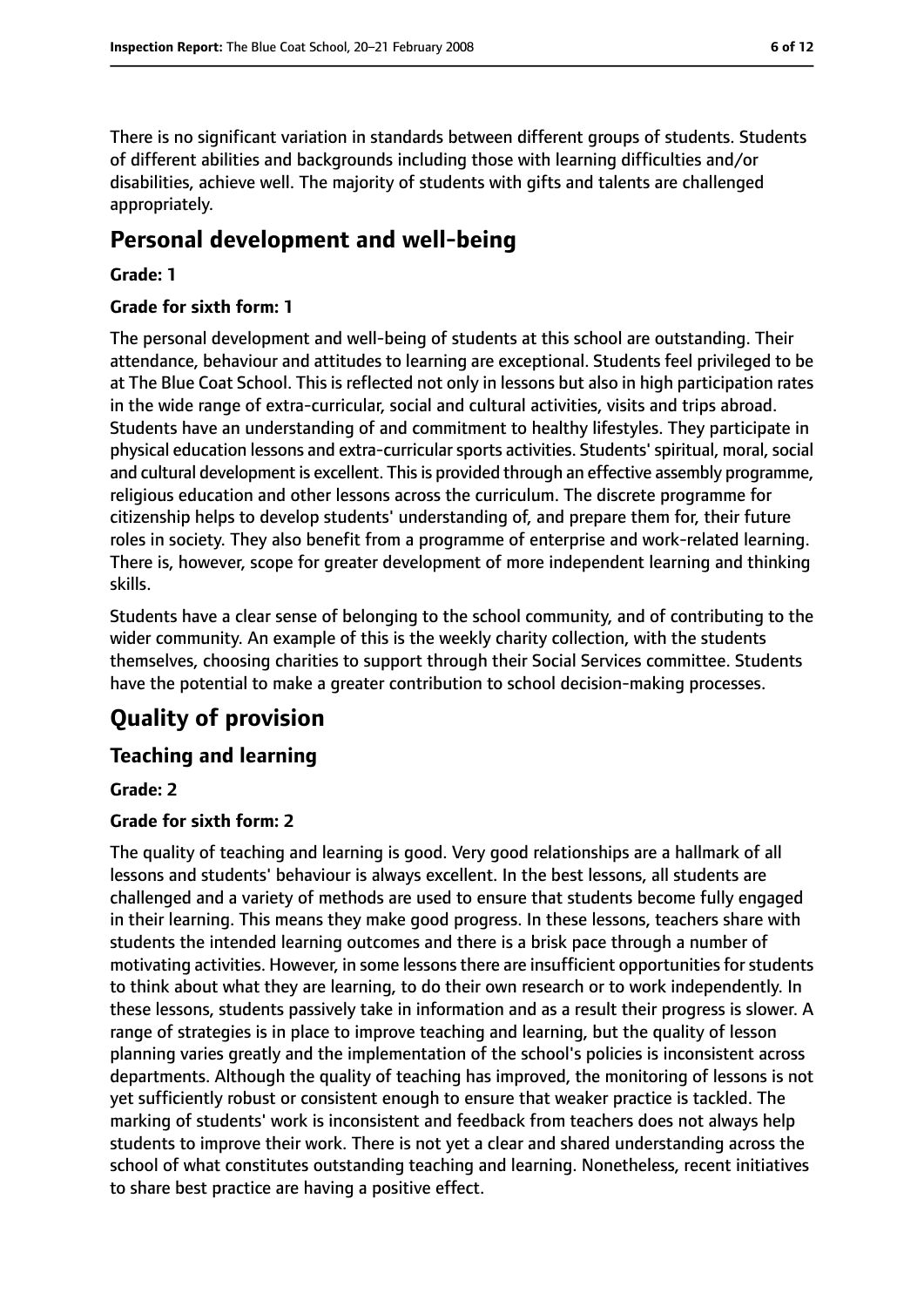There is no significant variation in standards between different groups of students. Students of different abilities and backgrounds including those with learning difficulties and/or disabilities, achieve well. The majority of students with gifts and talents are challenged appropriately.

## Personal development and well-being

**Grade: 1**

**Grade for sixth form: 1**

The personal development and well-being of students at this school are outstanding. Their attendance, behaviour and attitudes to learning are exceptional. Students feel privileged to be at The Blue Coat School. This is reflected not only in lessons but also in high participation rates in the wide range of extra-curricular, social and cultural activities, visits and trips abroad. Students have an understanding of and commitment to healthy lifestyles. They participate in physical education lessons and extra-curricular sports activities. Students' spiritual, moral, social and cultural development is excellent. This is provided through an effective assembly programme, religious education and other lessons across the curriculum. The discrete programme for citizenship helps to develop students' understanding of, and prepare them for, their future roles in society. They also benefit from a programme of enterprise and work-related learning. There is, however, scope for greater development of more independent learning and thinking skills.

Students have a clear sense of belonging to the school community, and of contributing to the wider community. An example of this is the weekly charity collection, with the students themselves, choosing charities to support through their Social Services committee. Students have the potential to make a greater contribution to school decision-making processes.

# Quality of provision

## Teaching and learning

**Grade: 2**

**Grade for sixth form: 2**

The quality of teaching and learning is good. Very good relationships are a hallmark of all lessons and students' behaviour is always excellent. In the best lessons, all students are challenged and a variety of methods are used to ensure that students become fully engaged in their learning. This means they make good progress. In these lessons, teachers share with students the intended learning outcomes and there is a brisk pace through a number of motivating activities. However, in some lessons there are insufficient opportunities for students to think about what they are learning, to do their own research or to work independently. In these lessons, students passively take in information and as a result their progress is slower. A range of strategies is in place to improve teaching and learning, but the quality of lesson planning varies greatly and the implementation of the school's policies is inconsistent across departments. Although the quality of teaching has improved, the monitoring of lessons is not yet sufficiently robust or consistent enough to ensure that weaker practice is tackled. The marking of students' work is inconsistent and feedback from teachers does not always help students to improve their work. There is not yet a clear and shared understanding across the school of what constitutes outstanding teaching and learning. Nonetheless, recent initiatives to share best practice are having a positive effect.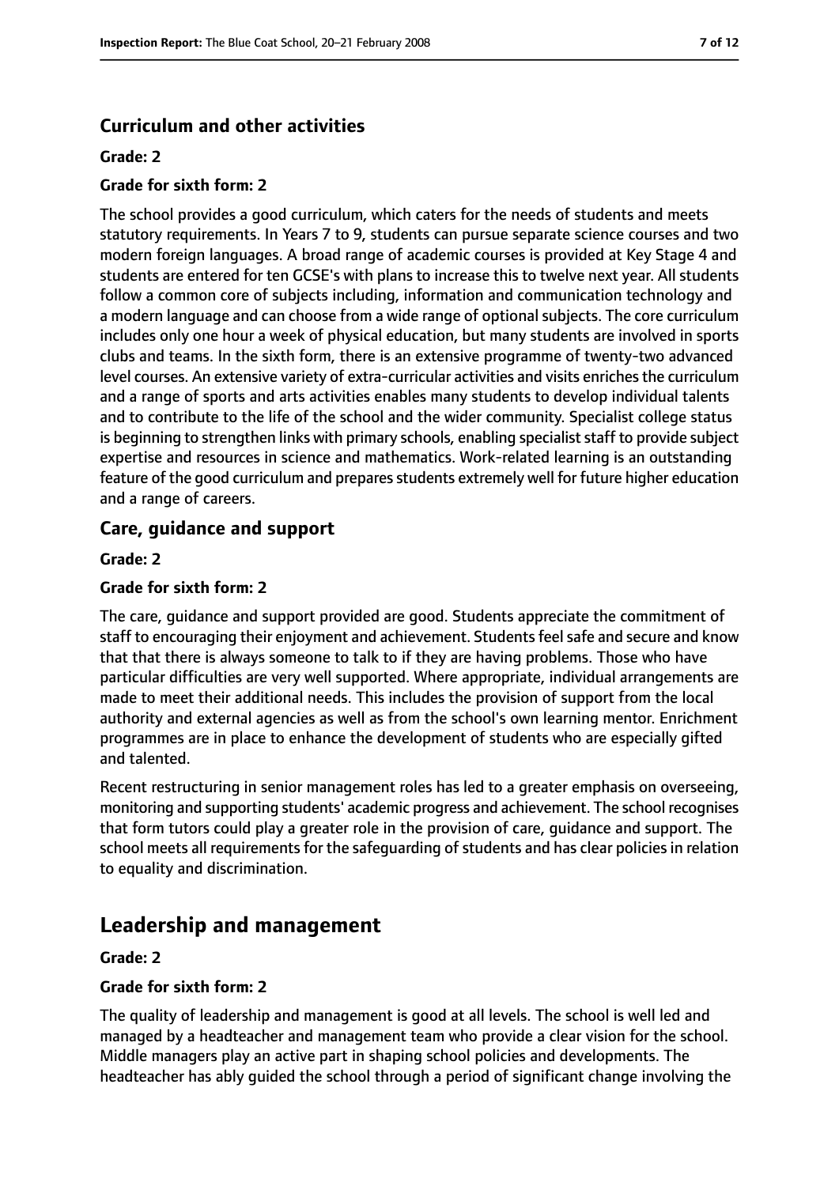### Curriculum and other activities

#### Grade: 2

#### Grade for sixth form: 2

The school provides a good curriculum, which caters for the needs of students and meets statutory requirements. In Years 7 to 9, students can pursue separate science courses and two modern foreign languages. A broad range of academic courses is provided at Key Stage 4 and students are entered for ten GCSE's with plans to increase this to twelve next year. All students follow a common core of subjects including, information and communication technology and a modern language and can choose from a wide range of optional subjects. The core curriculum includes only one hour a week of physical education, but many students are involved in sports clubs and teams. In the sixth form, there is an extensive programme of twenty-two advanced level courses. An extensive variety of extra-curricular activities and visits enriches the curriculum and a range of sports and arts activities enables many students to develop individual talents and to contribute to the life of the school and the wider community. Specialist college status is beginning to strengthen links with primary schools, enabling specialist staff to provide subject expertise and resources in science and mathematics. Work-related learning is an outstanding feature of the good curriculum and prepares students extremely well for future higher education and a range of careers.

### Care, guidance and support

#### Grade: 2

#### Grade for sixth form: 2

The care, guidance and support provided are good. Students appreciate the commitment of staff to encouraging their enjoyment and achievement. Students feel safe and secure and know that that there is always someone to talk to if they are having problems. Those who have particular difficulties are very well supported. Where appropriate, individual arrangements are made to meet their additional needs. This includes the provision of support from the local authority and external agencies as well as from the school's own learning mentor. Enrichment programmes are in place to enhance the development of students who are especially gifted and talented.

Recent restructuring in senior management roles has led to a greater emphasis on overseeing, monitoring and supporting students' academic progress and achievement. The school recognises that form tutors could play a greater role in the provision of care, guidance and support. The school meets all requirements for the safeguarding of students and has clear policies in relation to equality and discrimination.

## Leadership and management

#### Grade: 2

#### Grade for sixth form: 2

The quality of leadership and management is good at all levels. The school is well led and managed by a headteacher and management team who provide a clear vision for the school. Middle managers play an active part in shaping school policies and developments. The headteacher has ably guided the school through a period of significant change involving the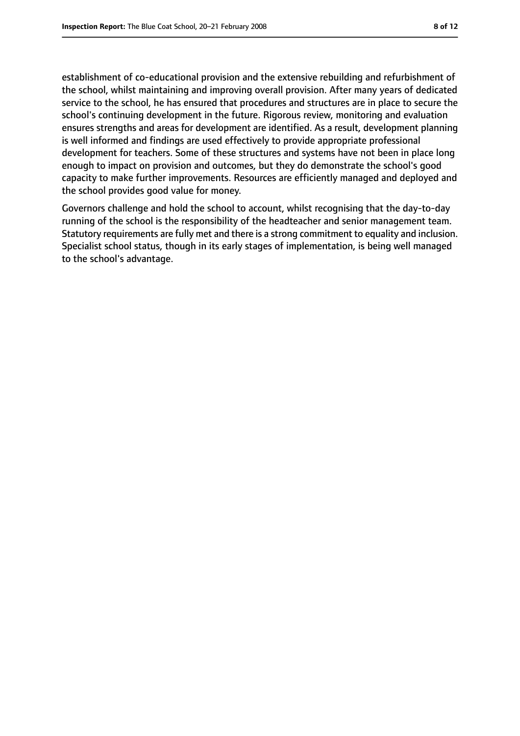establishment of co-educational provision and the extensive rebuilding and refurbishment of the school, whilst maintaining and improving overall provision. After many years of dedicated service to the school, he has ensured that procedures and structures are in place to secure the school's continuing development in the future. Rigorous review, monitoring and evaluation ensures strengths and areas for development are identified. As a result, development planning is well informed and findings are used effectively to provide appropriate professional development for teachers. Some of these structures and systems have not been in place long enough to impact on provision and outcomes, but they do demonstrate the school's good capacity to make further improvements. Resources are efficiently managed and deployed and the school provides good value for money.

Governors challenge and hold the school to account, whilst recognising that the day-to-day running of the school is the responsibility of the headteacher and senior management team. Statutory requirements are fully met and there is a strong commitment to equality and inclusion. Specialist school status, though in its early stages of implementation, is being well managed to the school's advantage.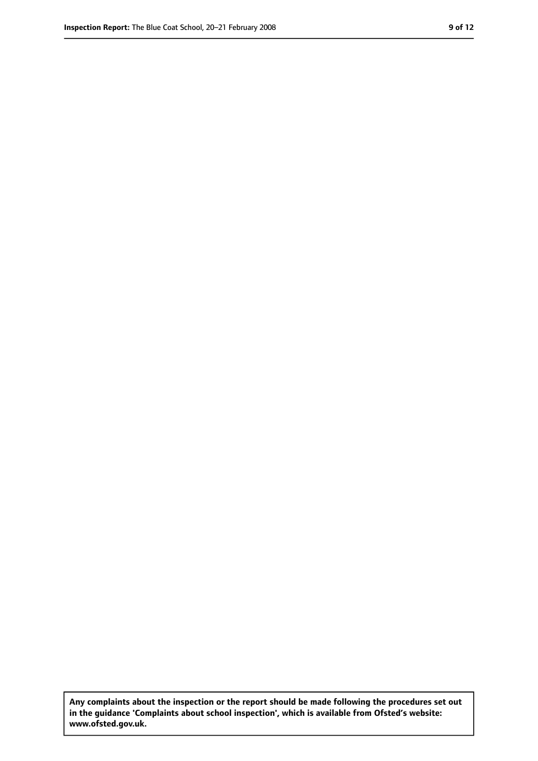**Any complaints about the inspection or the report should be made following the procedures set out in the guidance 'Complaints about school inspection', which is available from Ofsted's website: www.ofsted.gov.uk.**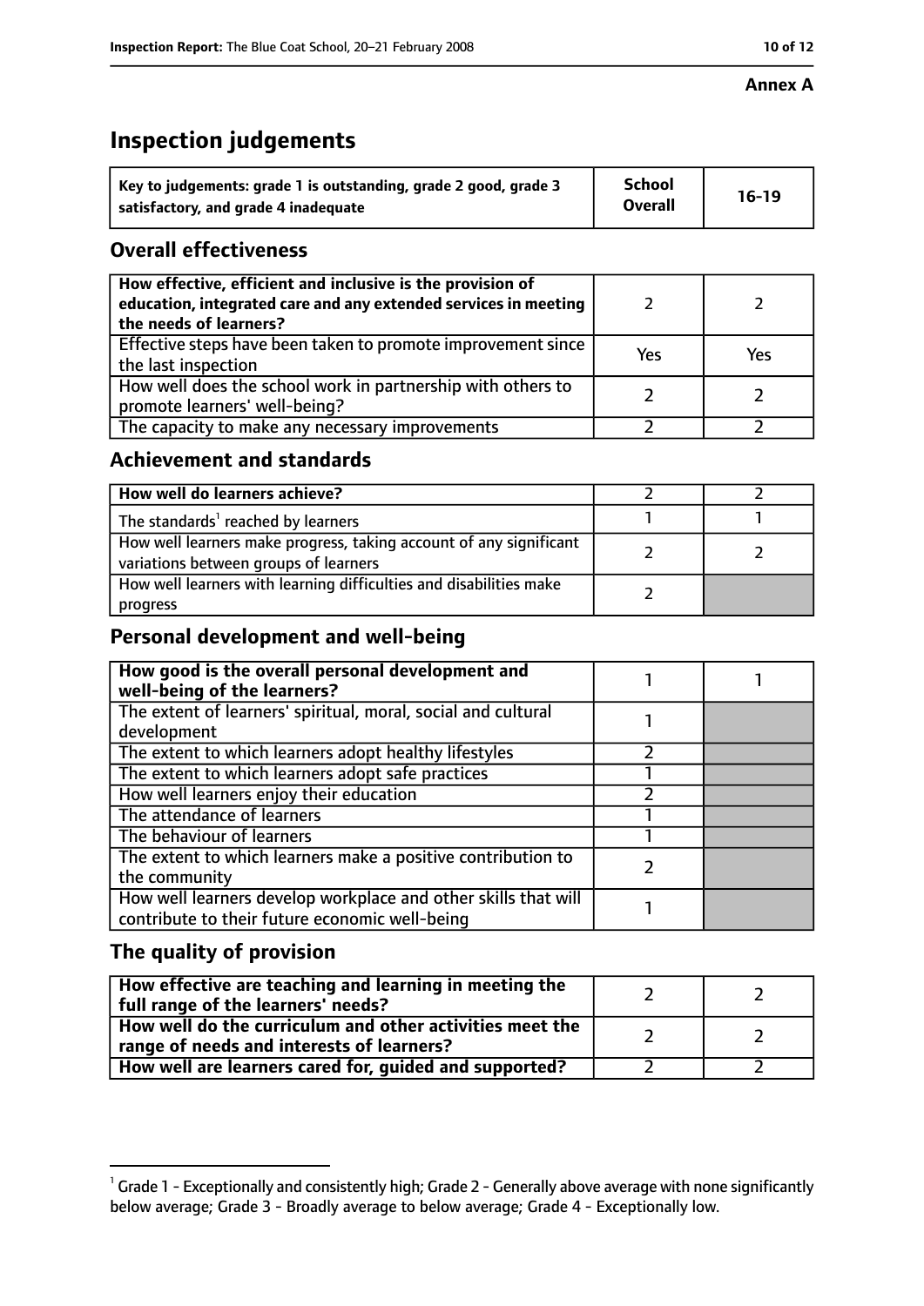**Annex A**

# Inspection judgements

| Key to judgements: grade 1 is outstanding, grade 2 good, grade 3 satisfactory, and grade 4 inadequate | School Overall | 16-19 |
|---|---|---|

## Overall effectiveness

| | | |
|---|---|---|
| How effective, efficient and inclusive is the provision of education, integrated care and any extended services in meeting the needs of learners? | 2 | 2 |
| Effective steps have been taken to promote improvement since the last inspection | Yes | Yes |
| How well does the school work in partnership with others to promote learners' well-being? | 2 | 2 |
| The capacity to make any necessary improvements | 2 | 2 |

## Achievement and standards

| | | |
|---|---|---|
| **How well do learners achieve?** | 2 | 2 |
| The standards[1] reached by learners | 1 | 1 |
| How well learners make progress, taking account of any significant variations between groups of learners | 2 | 2 |
| How well learners with learning difficulties and disabilities make progress | 2 | |

## Personal development and well-being

| | | |
|---|---|---|
| **How good is the overall personal development and well-being of the learners?** | 1 | 1 |
| The extent of learners' spiritual, moral, social and cultural development | 1 | |
| The extent to which learners adopt healthy lifestyles | 2 | |
| The extent to which learners adopt safe practices | 1 | |
| How well learners enjoy their education | 2 | |
| The attendance of learners | 1 | |
| The behaviour of learners | 1 | |
| The extent to which learners make a positive contribution to the community | 2 | |
| How well learners develop workplace and other skills that will contribute to their future economic well-being | 1 | |

## The quality of provision

| | | |
|---|---|---|
| **How effective are teaching and learning in meeting the full range of the learners' needs?** | 2 | 2 |
| **How well do the curriculum and other activities meet the range of needs and interests of learners?** | 2 | 2 |
| **How well are learners cared for, guided and supported?** | 2 | 2 |

[1] Grade 1 - Exceptionally and consistently high; Grade 2 - Generally above average with none significantly below average; Grade 3 - Broadly average to below average; Grade 4 - Exceptionally low.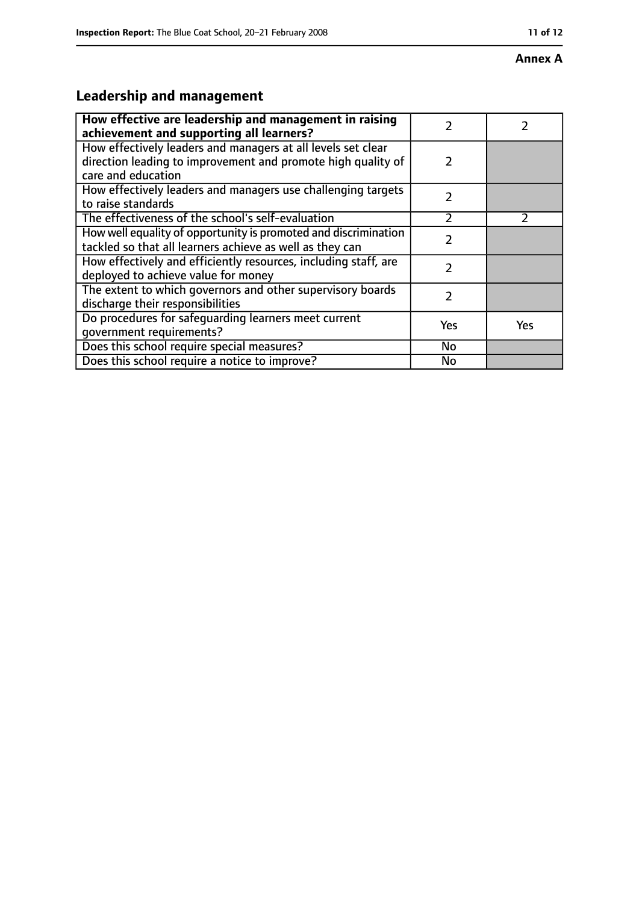**Annex A**

## Leadership and management

| | | |
|---|---|---|
| **How effective are leadership and management in raising achievement and supporting all learners?** | 2 | 2 |
| How effectively leaders and managers at all levels set clear direction leading to improvement and promote high quality of care and education | 2 | |
| How effectively leaders and managers use challenging targets to raise standards | 2 | |
| The effectiveness of the school's self-evaluation | 2 | 2 |
| How well equality of opportunity is promoted and discrimination tackled so that all learners achieve as well as they can | 2 | |
| How effectively and efficiently resources, including staff, are deployed to achieve value for money | 2 | |
| The extent to which governors and other supervisory boards discharge their responsibilities | 2 | |
| Do procedures for safeguarding learners meet current government requirements? | Yes | Yes |
| Does this school require special measures? | No | |
| Does this school require a notice to improve? | No | |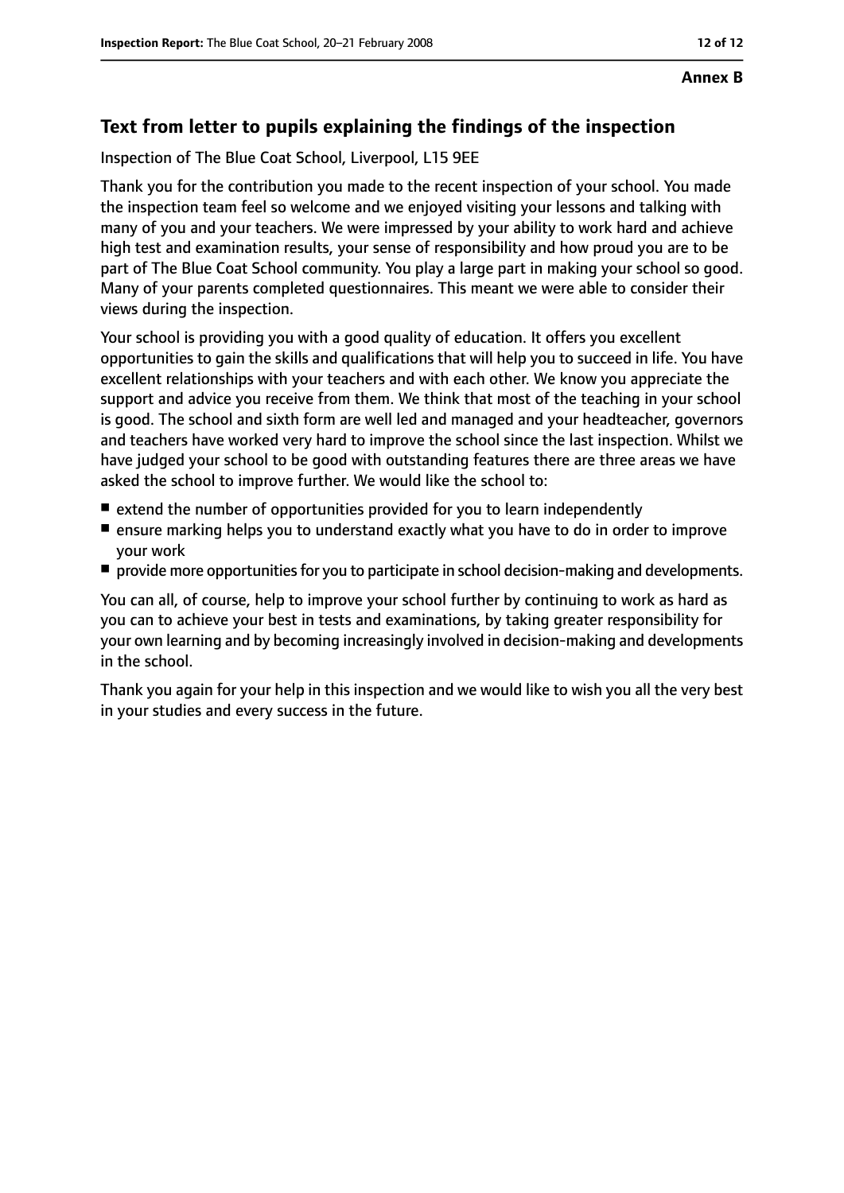**Annex B**

## Text from letter to pupils explaining the findings of the inspection

Inspection of The Blue Coat School, Liverpool, L15 9EE

Thank you for the contribution you made to the recent inspection of your school. You made the inspection team feel so welcome and we enjoyed visiting your lessons and talking with many of you and your teachers. We were impressed by your ability to work hard and achieve high test and examination results, your sense of responsibility and how proud you are to be part of The Blue Coat School community. You play a large part in making your school so good. Many of your parents completed questionnaires. This meant we were able to consider their views during the inspection.

Your school is providing you with a good quality of education. It offers you excellent opportunities to gain the skills and qualifications that will help you to succeed in life. You have excellent relationships with your teachers and with each other. We know you appreciate the support and advice you receive from them. We think that most of the teaching in your school is good. The school and sixth form are well led and managed and your headteacher, governors and teachers have worked very hard to improve the school since the last inspection. Whilst we have judged your school to be good with outstanding features there are three areas we have asked the school to improve further. We would like the school to:

- extend the number of opportunities provided for you to learn independently
- ensure marking helps you to understand exactly what you have to do in order to improve your work
- provide more opportunities for you to participate in school decision-making and developments.

You can all, of course, help to improve your school further by continuing to work as hard as you can to achieve your best in tests and examinations, by taking greater responsibility for your own learning and by becoming increasingly involved in decision-making and developments in the school.

Thank you again for your help in this inspection and we would like to wish you all the very best in your studies and every success in the future.